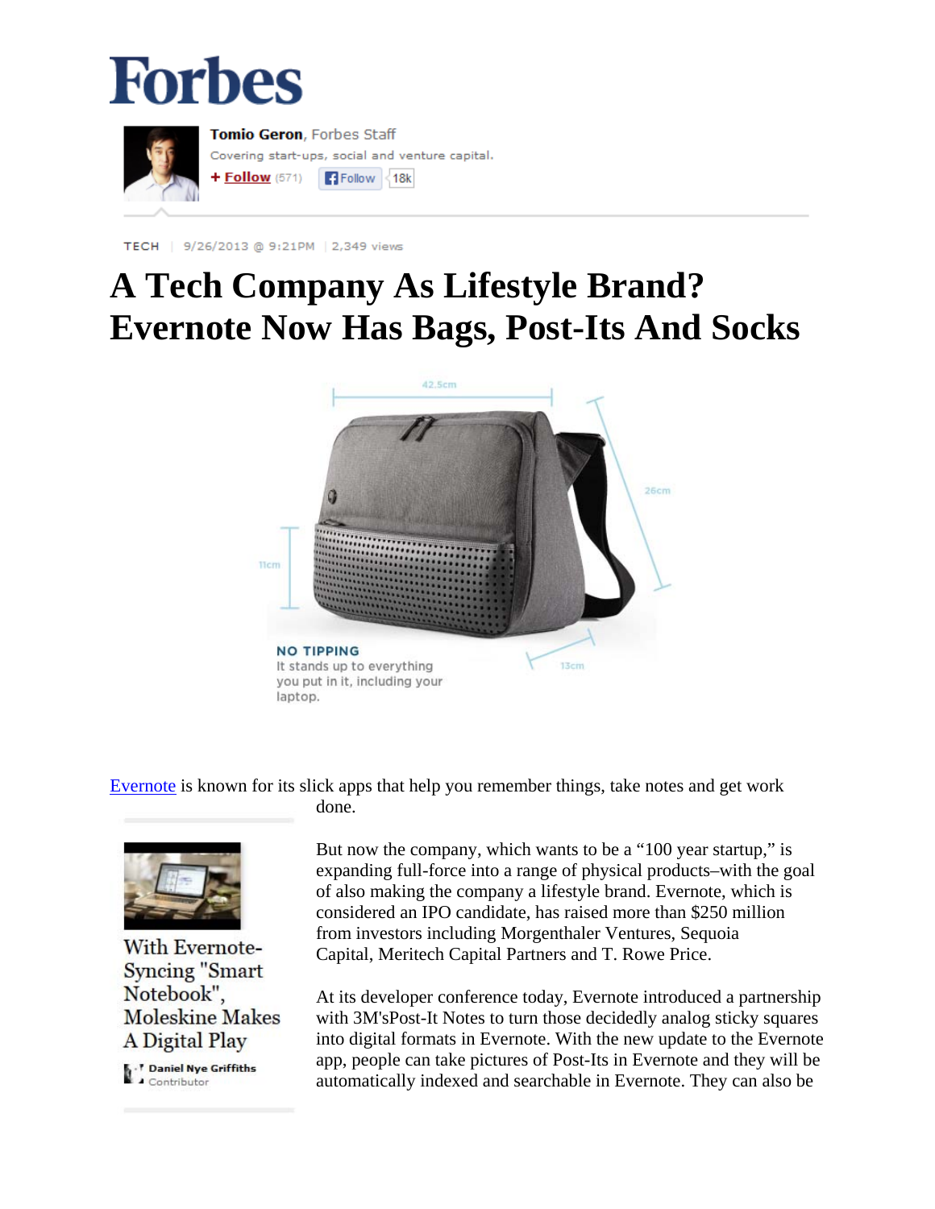Forbes

**Tomio Geron**, Forbes Staff

Covering start-ups, social and venture capital.

+ Follow (571) Follow 18k

TECH | 9/26/2013 @ 9:21PM | 2,349 views

# A Tech Company As Lifestyle Brand? Evernote Now Has Bags, Post-Its And Socks

42.5cm

26cm

11cm

13cm

**NO TIPPING**

It stands up to everything you put in it, including your laptop.

Evernote is known for its slick apps that help you remember things, take notes and get work done.

With Evernote-Syncing "Smart Notebook", Moleskine Makes A Digital Play

Daniel Nye Griffiths
Contributor

But now the company, which wants to be a "100 year startup," is expanding full-force into a range of physical products–with the goal of also making the company a lifestyle brand. Evernote, which is considered an IPO candidate, has raised more than $250 million from investors including Morgenthaler Ventures, Sequoia Capital, Meritech Capital Partners and T. Rowe Price.

At its developer conference today, Evernote introduced a partnership with 3M'sPost-It Notes to turn those decidedly analog sticky squares into digital formats in Evernote. With the new update to the Evernote app, people can take pictures of Post-Its in Evernote and they will be automatically indexed and searchable in Evernote. They can also be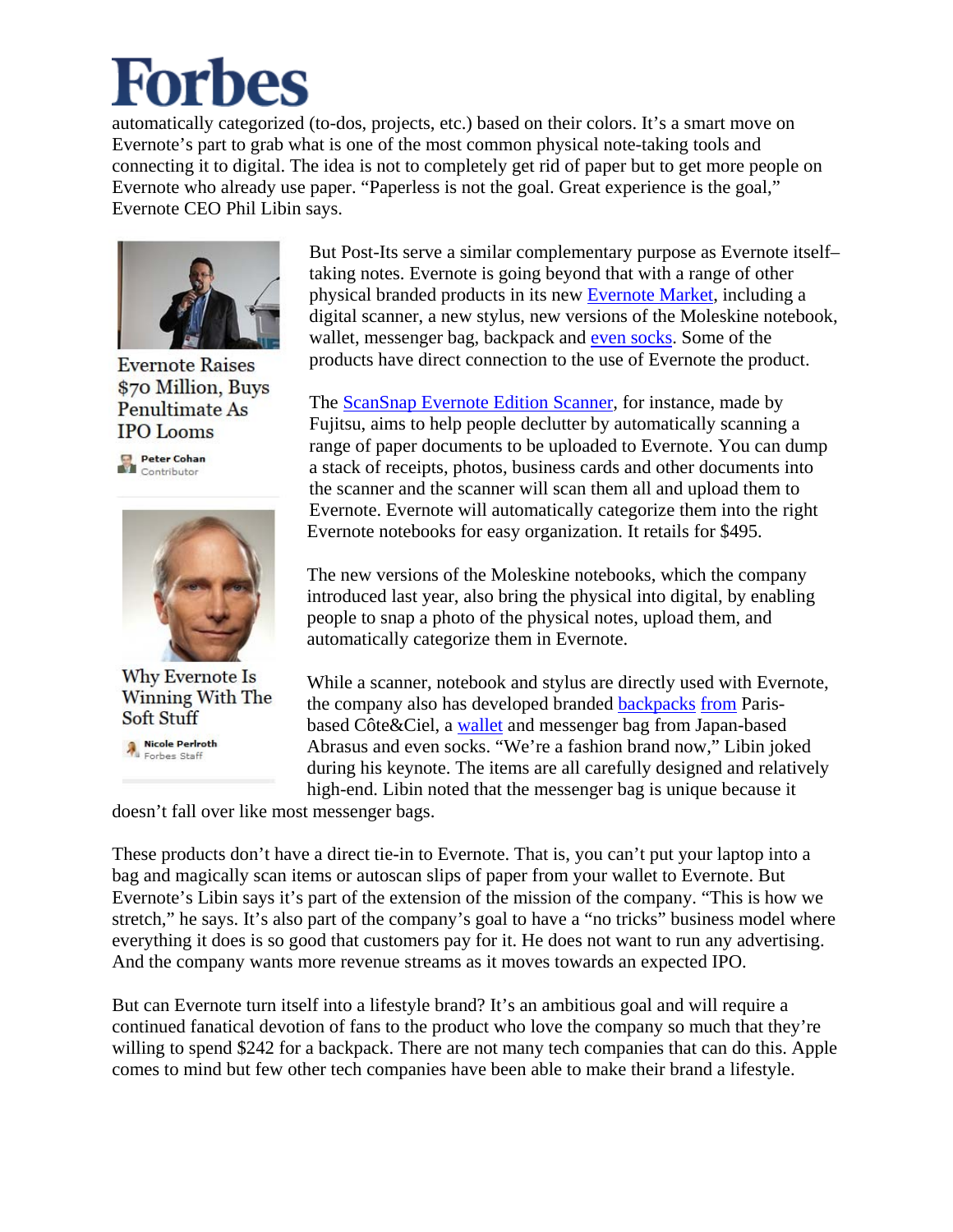automatically categorized (to-dos, projects, etc.) based on their colors. It's a smart move on Evernote's part to grab what is one of the most common physical note-taking tools and connecting it to digital. The idea is not to completely get rid of paper but to get more people on Evernote who already use paper. "Paperless is not the goal. Great experience is the goal," Evernote CEO Phil Libin says.

Evernote Raises $70 Million, Buys Penultimate As IPO Looms

Peter Cohan
Contributor

Why Evernote Is Winning With The Soft Stuff

Nicole Perlroth
Forbes Staff

But Post-Its serve a similar complementary purpose as Evernote itself– taking notes. Evernote is going beyond that with a range of other physical branded products in its new Evernote Market, including a digital scanner, a new stylus, new versions of the Moleskine notebook, wallet, messenger bag, backpack and even socks. Some of the products have direct connection to the use of Evernote the product.

The ScanSnap Evernote Edition Scanner, for instance, made by Fujitsu, aims to help people declutter by automatically scanning a range of paper documents to be uploaded to Evernote. You can dump a stack of receipts, photos, business cards and other documents into the scanner and the scanner will scan them all and upload them to Evernote. Evernote will automatically categorize them into the right Evernote notebooks for easy organization. It retails for $495.

The new versions of the Moleskine notebooks, which the company introduced last year, also bring the physical into digital, by enabling people to snap a photo of the physical notes, upload them, and automatically categorize them in Evernote.

While a scanner, notebook and stylus are directly used with Evernote, the company also has developed branded backpacks from Paris-based Côte&Ciel, a wallet and messenger bag from Japan-based Abrasus and even socks. "We're a fashion brand now," Libin joked during his keynote. The items are all carefully designed and relatively high-end. Libin noted that the messenger bag is unique because it doesn't fall over like most messenger bags.

These products don't have a direct tie-in to Evernote. That is, you can't put your laptop into a bag and magically scan items or autoscan slips of paper from your wallet to Evernote. But Evernote's Libin says it's part of the extension of the mission of the company. "This is how we stretch," he says. It's also part of the company's goal to have a "no tricks" business model where everything it does is so good that customers pay for it. He does not want to run any advertising. And the company wants more revenue streams as it moves towards an expected IPO.

But can Evernote turn itself into a lifestyle brand? It's an ambitious goal and will require a continued fanatical devotion of fans to the product who love the company so much that they're willing to spend $242 for a backpack. There are not many tech companies that can do this. Apple comes to mind but few other tech companies have been able to make their brand a lifestyle.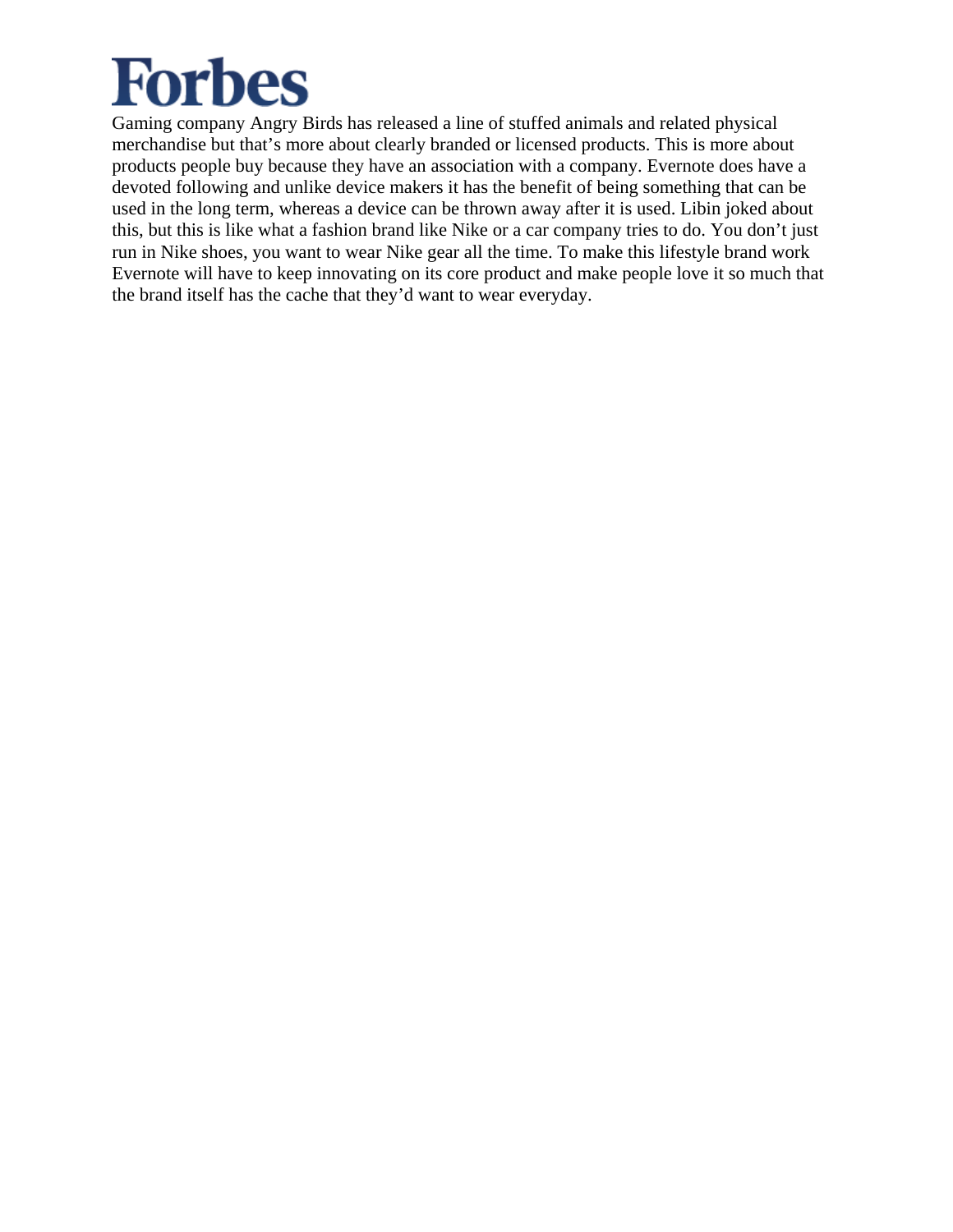Forbes

Gaming company Angry Birds has released a line of stuffed animals and related physical merchandise but that's more about clearly branded or licensed products. This is more about products people buy because they have an association with a company. Evernote does have a devoted following and unlike device makers it has the benefit of being something that can be used in the long term, whereas a device can be thrown away after it is used. Libin joked about this, but this is like what a fashion brand like Nike or a car company tries to do. You don't just run in Nike shoes, you want to wear Nike gear all the time. To make this lifestyle brand work Evernote will have to keep innovating on its core product and make people love it so much that the brand itself has the cache that they'd want to wear everyday.